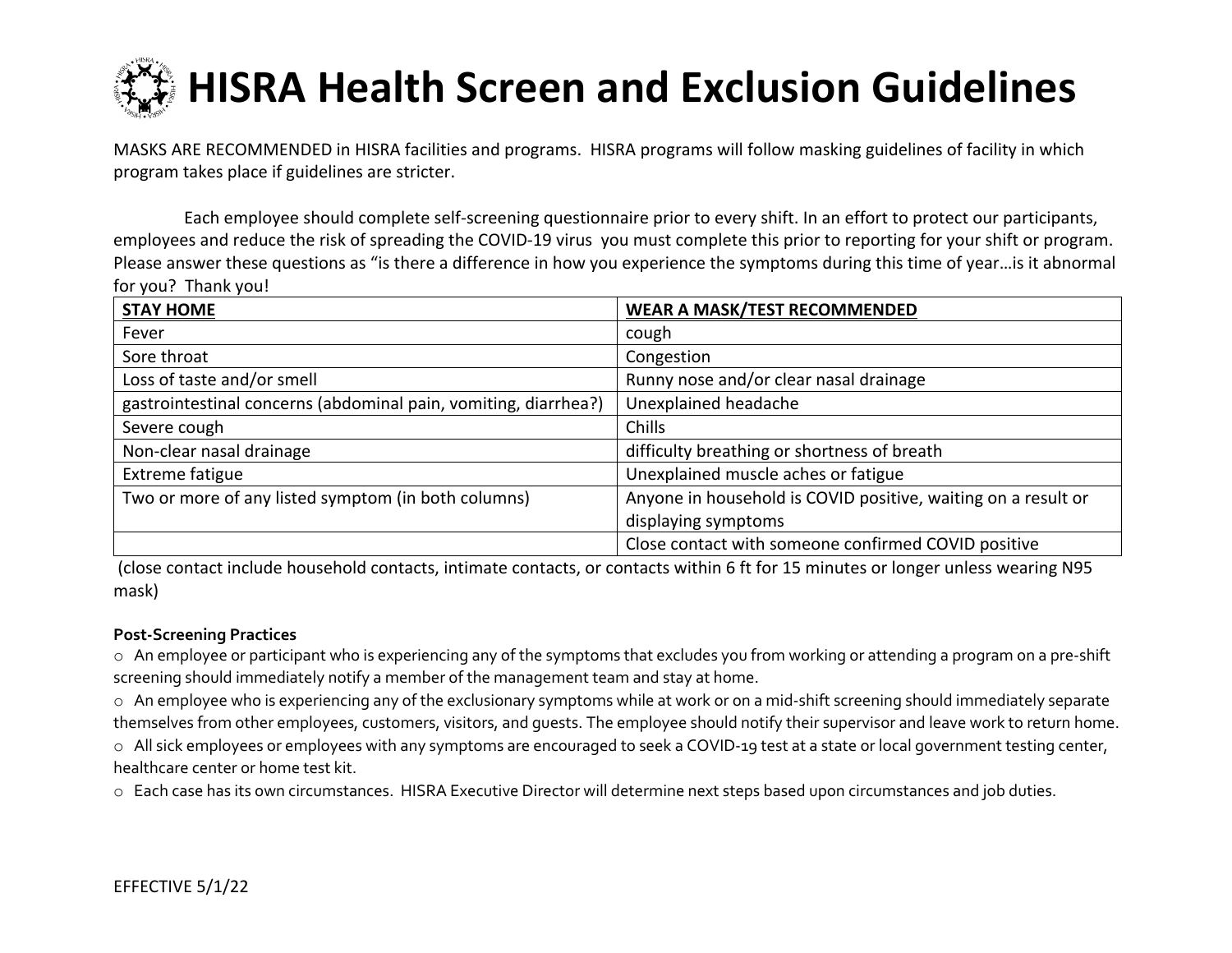# HISRA Health Screen and Exclusion Guidelines

MASKS ARE RECOMMENDED in HISRA facilities and programs. HISRA programs will follow masking guidelines of facility in which program takes place if guidelines are stricter.

Each employee should complete self-screening questionnaire prior to every shift. In an effort to protect our participants, employees and reduce the risk of spreading the COVID-19 virus you must complete this prior to reporting for your shift or program. Please answer these questions as "is there a difference in how you experience the symptoms during this time of year…is it abnormal for you? Thank you!

| STAY HOME | WEAR A MASK/TEST RECOMMENDED |
|---|---|
| Fever | cough |
| Sore throat | Congestion |
| Loss of taste and/or smell | Runny nose and/or clear nasal drainage |
| gastrointestinal concerns (abdominal pain, vomiting, diarrhea?) | Unexplained headache |
| Severe cough | Chills |
| Non-clear nasal drainage | difficulty breathing or shortness of breath |
| Extreme fatigue | Unexplained muscle aches or fatigue |
| Two or more of any listed symptom (in both columns) | Anyone in household is COVID positive, waiting on a result or displaying symptoms |
| | Close contact with someone confirmed COVID positive |

(close contact include household contacts, intimate contacts, or contacts within 6 ft for 15 minutes or longer unless wearing N95 mask)

**Post-Screening Practices**

- An employee or participant who is experiencing any of the symptoms that excludes you from working or attending a program on a pre-shift screening should immediately notify a member of the management team and stay at home.
- An employee who is experiencing any of the exclusionary symptoms while at work or on a mid-shift screening should immediately separate themselves from other employees, customers, visitors, and guests. The employee should notify their supervisor and leave work to return home.
- All sick employees or employees with any symptoms are encouraged to seek a COVID-19 test at a state or local government testing center, healthcare center or home test kit.
- Each case has its own circumstances. HISRA Executive Director will determine next steps based upon circumstances and job duties.

EFFECTIVE 5/1/22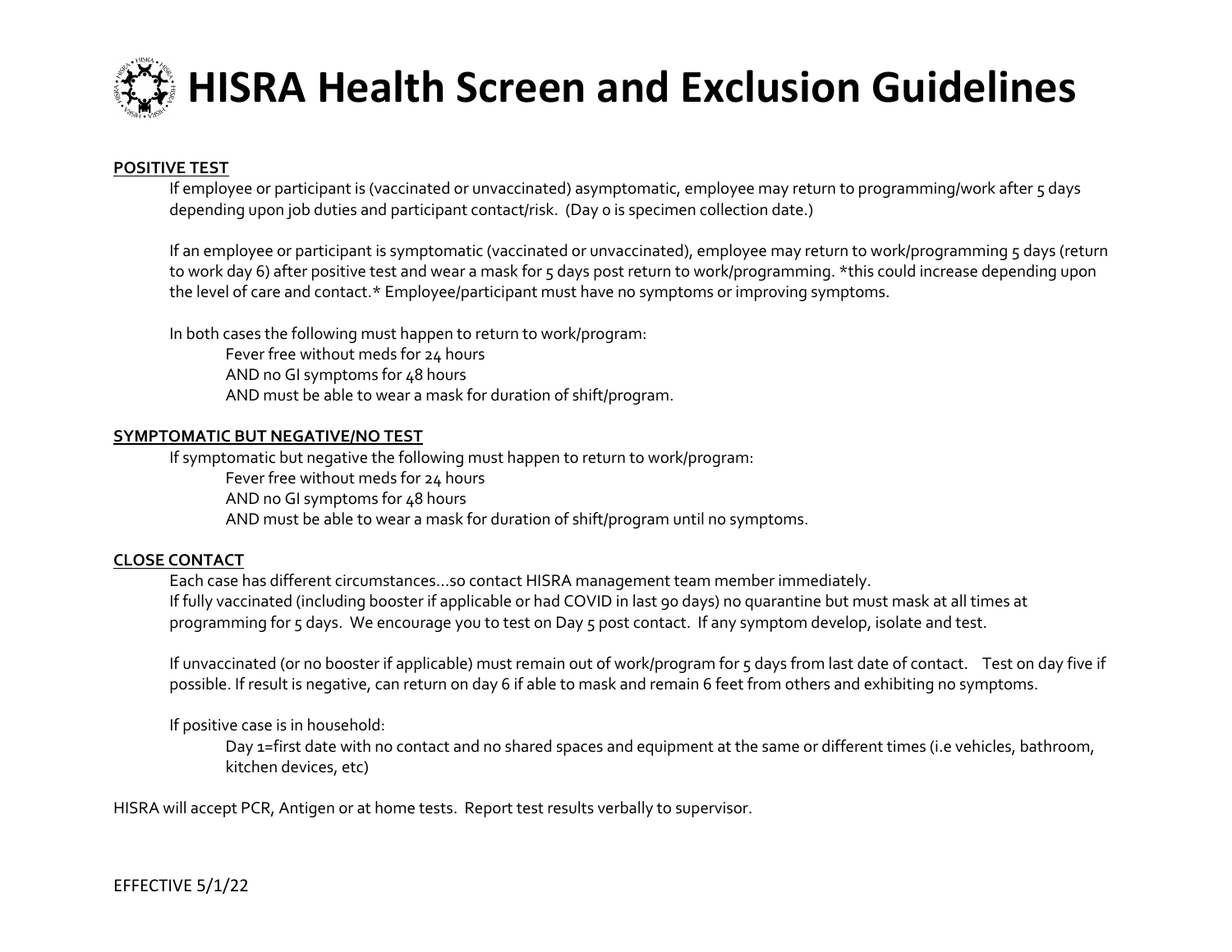# HISRA Health Screen and Exclusion Guidelines

**POSITIVE TEST**

If employee or participant is (vaccinated or unvaccinated) asymptomatic, employee may return to programming/work after 5 days depending upon job duties and participant contact/risk. (Day 0 is specimen collection date.)

If an employee or participant is symptomatic (vaccinated or unvaccinated), employee may return to work/programming 5 days (return to work day 6) after positive test and wear a mask for 5 days post return to work/programming. *this could increase depending upon the level of care and contact.* Employee/participant must have no symptoms or improving symptoms.

In both cases the following must happen to return to work/program:

Fever free without meds for 24 hours
AND no GI symptoms for 48 hours
AND must be able to wear a mask for duration of shift/program.

**SYMPTOMATIC BUT NEGATIVE/NO TEST**

If symptomatic but negative the following must happen to return to work/program:

Fever free without meds for 24 hours
AND no GI symptoms for 48 hours
AND must be able to wear a mask for duration of shift/program until no symptoms.

**CLOSE CONTACT**

Each case has different circumstances…so contact HISRA management team member immediately.
If fully vaccinated (including booster if applicable or had COVID in last 90 days) no quarantine but must mask at all times at programming for 5 days. We encourage you to test on Day 5 post contact. If any symptom develop, isolate and test.

If unvaccinated (or no booster if applicable) must remain out of work/program for 5 days from last date of contact. Test on day five if possible. If result is negative, can return on day 6 if able to mask and remain 6 feet from others and exhibiting no symptoms.

If positive case is in household:

Day 1=first date with no contact and no shared spaces and equipment at the same or different times (i.e vehicles, bathroom, kitchen devices, etc)

HISRA will accept PCR, Antigen or at home tests. Report test results verbally to supervisor.

EFFECTIVE 5/1/22